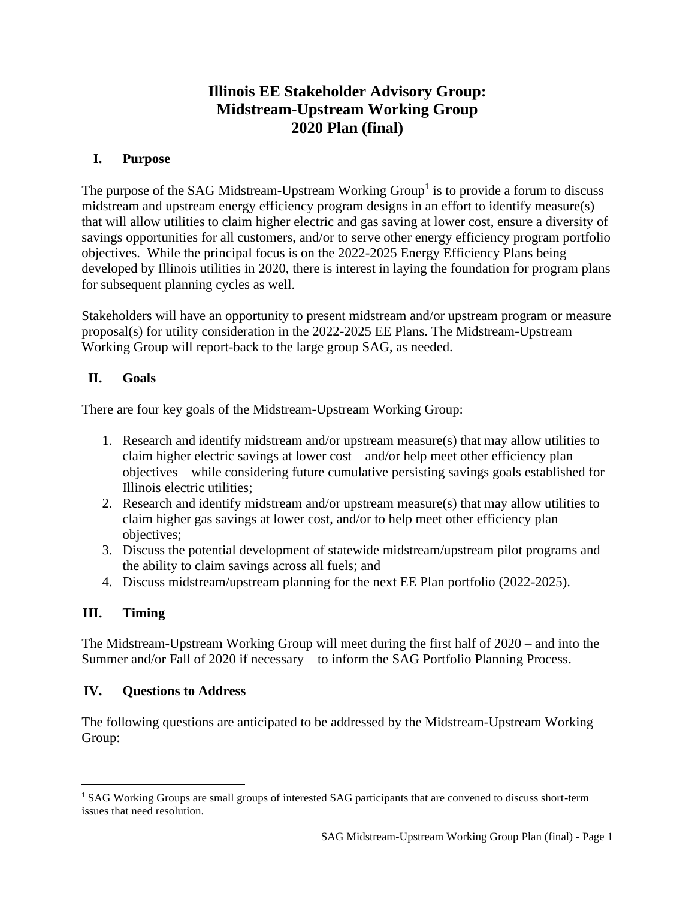# Illinois EE Stakeholder Advisory Group: Midstream-Upstream Working Group 2020 Plan (final)

## I. Purpose

The purpose of the SAG Midstream-Upstream Working Group[1] is to provide a forum to discuss midstream and upstream energy efficiency program designs in an effort to identify measure(s) that will allow utilities to claim higher electric and gas saving at lower cost, ensure a diversity of savings opportunities for all customers, and/or to serve other energy efficiency program portfolio objectives. While the principal focus is on the 2022-2025 Energy Efficiency Plans being developed by Illinois utilities in 2020, there is interest in laying the foundation for program plans for subsequent planning cycles as well.

Stakeholders will have an opportunity to present midstream and/or upstream program or measure proposal(s) for utility consideration in the 2022-2025 EE Plans. The Midstream-Upstream Working Group will report-back to the large group SAG, as needed.

## II. Goals

There are four key goals of the Midstream-Upstream Working Group:

1. Research and identify midstream and/or upstream measure(s) that may allow utilities to claim higher electric savings at lower cost – and/or help meet other efficiency plan objectives – while considering future cumulative persisting savings goals established for Illinois electric utilities;
2. Research and identify midstream and/or upstream measure(s) that may allow utilities to claim higher gas savings at lower cost, and/or to help meet other efficiency plan objectives;
3. Discuss the potential development of statewide midstream/upstream pilot programs and the ability to claim savings across all fuels; and
4. Discuss midstream/upstream planning for the next EE Plan portfolio (2022-2025).

## III. Timing

The Midstream-Upstream Working Group will meet during the first half of 2020 – and into the Summer and/or Fall of 2020 if necessary – to inform the SAG Portfolio Planning Process.

## IV. Questions to Address

The following questions are anticipated to be addressed by the Midstream-Upstream Working Group:

---

[1] SAG Working Groups are small groups of interested SAG participants that are convened to discuss short-term issues that need resolution.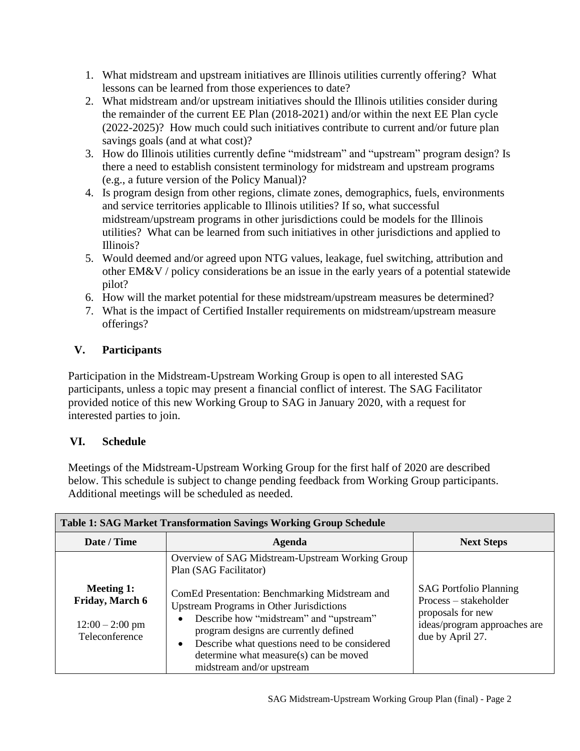1. What midstream and upstream initiatives are Illinois utilities currently offering? What lessons can be learned from those experiences to date?
2. What midstream and/or upstream initiatives should the Illinois utilities consider during the remainder of the current EE Plan (2018-2021) and/or within the next EE Plan cycle (2022-2025)? How much could such initiatives contribute to current and/or future plan savings goals (and at what cost)?
3. How do Illinois utilities currently define "midstream" and "upstream" program design? Is there a need to establish consistent terminology for midstream and upstream programs (e.g., a future version of the Policy Manual)?
4. Is program design from other regions, climate zones, demographics, fuels, environments and service territories applicable to Illinois utilities? If so, what successful midstream/upstream programs in other jurisdictions could be models for the Illinois utilities? What can be learned from such initiatives in other jurisdictions and applied to Illinois?
5. Would deemed and/or agreed upon NTG values, leakage, fuel switching, attribution and other EM&V / policy considerations be an issue in the early years of a potential statewide pilot?
6. How will the market potential for these midstream/upstream measures be determined?
7. What is the impact of Certified Installer requirements on midstream/upstream measure offerings?

## V. Participants

Participation in the Midstream-Upstream Working Group is open to all interested SAG participants, unless a topic may present a financial conflict of interest. The SAG Facilitator provided notice of this new Working Group to SAG in January 2020, with a request for interested parties to join.

## VI. Schedule

Meetings of the Midstream-Upstream Working Group for the first half of 2020 are described below. This schedule is subject to change pending feedback from Working Group participants. Additional meetings will be scheduled as needed.

**Table 1: SAG Market Transformation Savings Working Group Schedule**

| Date / Time | Agenda | Next Steps |
|---|---|---|
| **Meeting 1: Friday, March 6**<br><br>12:00 – 2:00 pm<br>Teleconference | Overview of SAG Midstream-Upstream Working Group Plan (SAG Facilitator)<br><br>ComEd Presentation: Benchmarking Midstream and Upstream Programs in Other Jurisdictions<br>• Describe how "midstream" and "upstream" program designs are currently defined<br>• Describe what questions need to be considered determine what measure(s) can be moved midstream and/or upstream | SAG Portfolio Planning Process – stakeholder proposals for new ideas/program approaches are due by April 27. |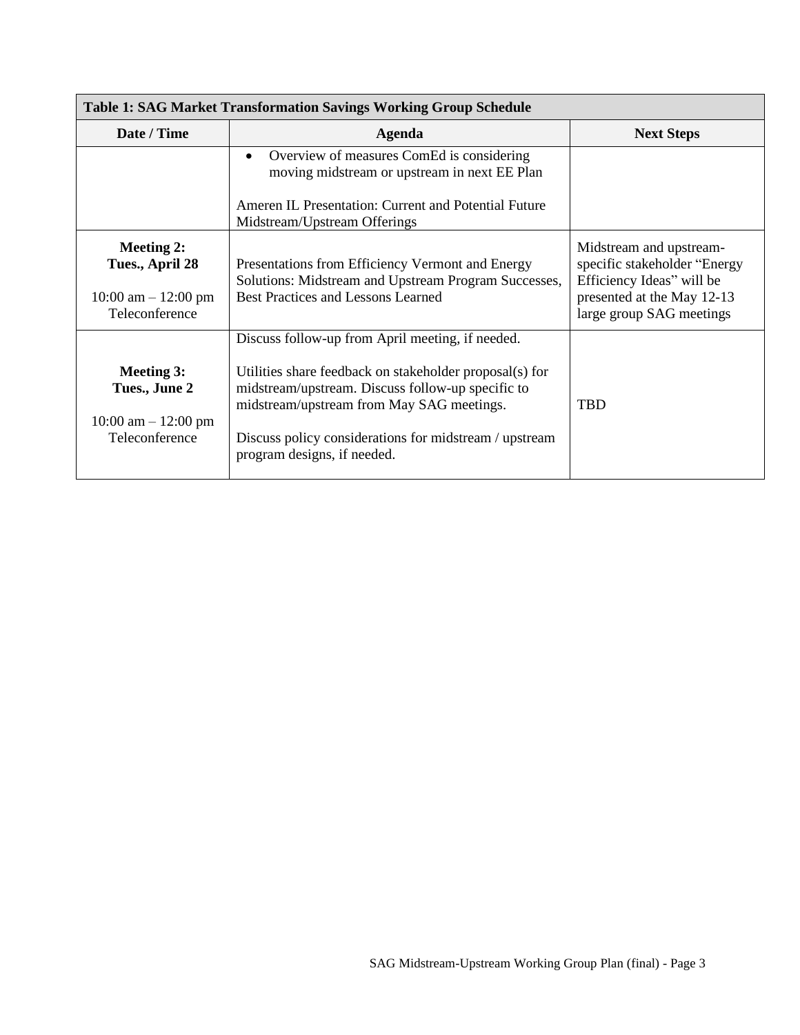| Table 1: SAG Market Transformation Savings Working Group Schedule | | |
|---|---|---|
| **Date / Time** | **Agenda** | **Next Steps** |
| | • Overview of measures ComEd is considering moving midstream or upstream in next EE Plan<br><br>Ameren IL Presentation: Current and Potential Future Midstream/Upstream Offerings | |
| **Meeting 2: Tues., April 28**<br><br>10:00 am – 12:00 pm Teleconference | Presentations from Efficiency Vermont and Energy Solutions: Midstream and Upstream Program Successes, Best Practices and Lessons Learned | Midstream and upstream-specific stakeholder "Energy Efficiency Ideas" will be presented at the May 12-13 large group SAG meetings |
| **Meeting 3: Tues., June 2**<br><br>10:00 am – 12:00 pm Teleconference | Discuss follow-up from April meeting, if needed.<br><br>Utilities share feedback on stakeholder proposal(s) for midstream/upstream. Discuss follow-up specific to midstream/upstream from May SAG meetings.<br><br>Discuss policy considerations for midstream / upstream program designs, if needed. | TBD |